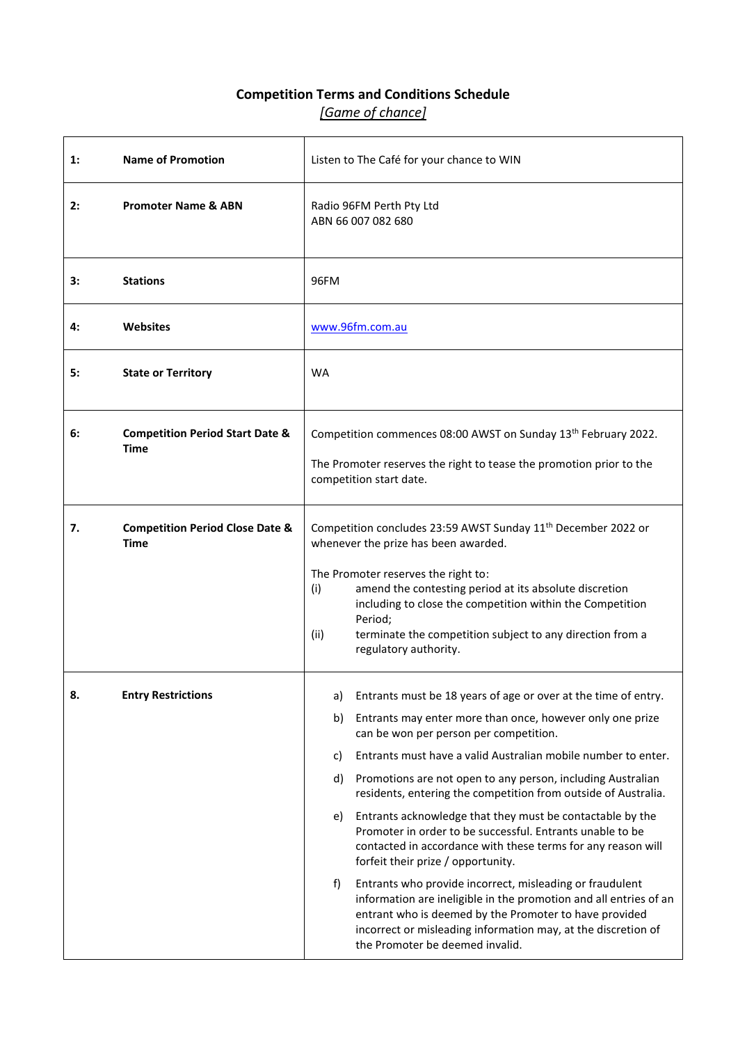# Competition Terms and Conditions Schedule

*[Game of chance]*

| | | |
|---|---|---|
| 1: | **Name of Promotion** | Listen to The Café for your chance to WIN |
| 2: | **Promoter Name & ABN** | Radio 96FM Perth Pty Ltd<br>ABN 66 007 082 680 |
| 3: | **Stations** | 96FM |
| 4: | **Websites** | www.96fm.com.au |
| 5: | **State or Territory** | WA |
| 6: | **Competition Period Start Date & Time** | Competition commences 08:00 AWST on Sunday 13th February 2022.<br><br>The Promoter reserves the right to tease the promotion prior to the competition start date. |
| 7. | **Competition Period Close Date & Time** | Competition concludes 23:59 AWST Sunday 11th December 2022 or whenever the prize has been awarded.<br><br>The Promoter reserves the right to:<br>(i) amend the contesting period at its absolute discretion including to close the competition within the Competition Period;<br>(ii) terminate the competition subject to any direction from a regulatory authority. |
| 8. | **Entry Restrictions** | a) Entrants must be 18 years of age or over at the time of entry.<br>b) Entrants may enter more than once, however only one prize can be won per person per competition.<br>c) Entrants must have a valid Australian mobile number to enter.<br>d) Promotions are not open to any person, including Australian residents, entering the competition from outside of Australia.<br>e) Entrants acknowledge that they must be contactable by the Promoter in order to be successful. Entrants unable to be contacted in accordance with these terms for any reason will forfeit their prize / opportunity.<br>f) Entrants who provide incorrect, misleading or fraudulent information are ineligible in the promotion and all entries of an entrant who is deemed by the Promoter to have provided incorrect or misleading information may, at the discretion of the Promoter be deemed invalid. |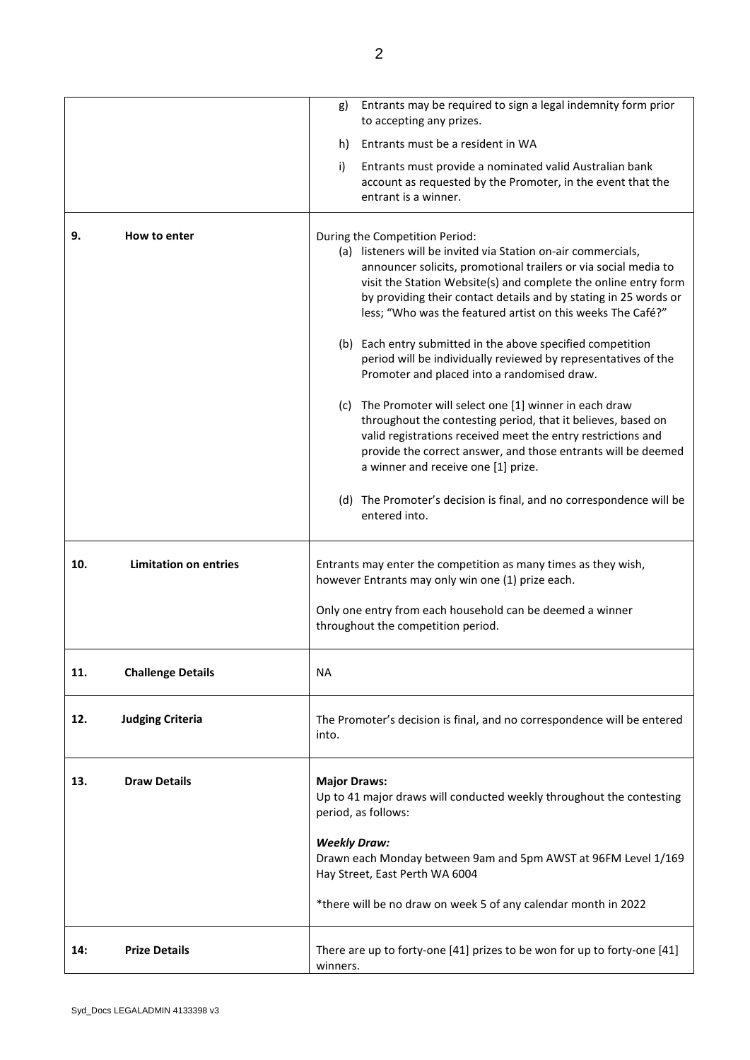| | |
|---|---|
| | g) Entrants may be required to sign a legal indemnity form prior to accepting any prizes.<br><br>h) Entrants must be a resident in WA<br><br>i) Entrants must provide a nominated valid Australian bank account as requested by the Promoter, in the event that the entrant is a winner. |
| **9. How to enter** | During the Competition Period:<br>(a) listeners will be invited via Station on-air commercials, announcer solicits, promotional trailers or via social media to visit the Station Website(s) and complete the online entry form by providing their contact details and by stating in 25 words or less; "Who was the featured artist on this weeks The Café?"<br><br>(b) Each entry submitted in the above specified competition period will be individually reviewed by representatives of the Promoter and placed into a randomised draw.<br><br>(c) The Promoter will select one [1] winner in each draw throughout the contesting period, that it believes, based on valid registrations received meet the entry restrictions and provide the correct answer, and those entrants will be deemed a winner and receive one [1] prize.<br><br>(d) The Promoter's decision is final, and no correspondence will be entered into. |
| **10. Limitation on entries** | Entrants may enter the competition as many times as they wish, however Entrants may only win one (1) prize each.<br><br>Only one entry from each household can be deemed a winner throughout the competition period. |
| **11. Challenge Details** | NA |
| **12. Judging Criteria** | The Promoter's decision is final, and no correspondence will be entered into. |
| **13. Draw Details** | **Major Draws:**<br>Up to 41 major draws will conducted weekly throughout the contesting period, as follows:<br><br>***Weekly Draw:***<br>Drawn each Monday between 9am and 5pm AWST at 96FM Level 1/169 Hay Street, East Perth WA 6004<br><br>*there will be no draw on week 5 of any calendar month in 2022 |
| **14: Prize Details** | There are up to forty-one [41] prizes to be won for up to forty-one [41] winners. |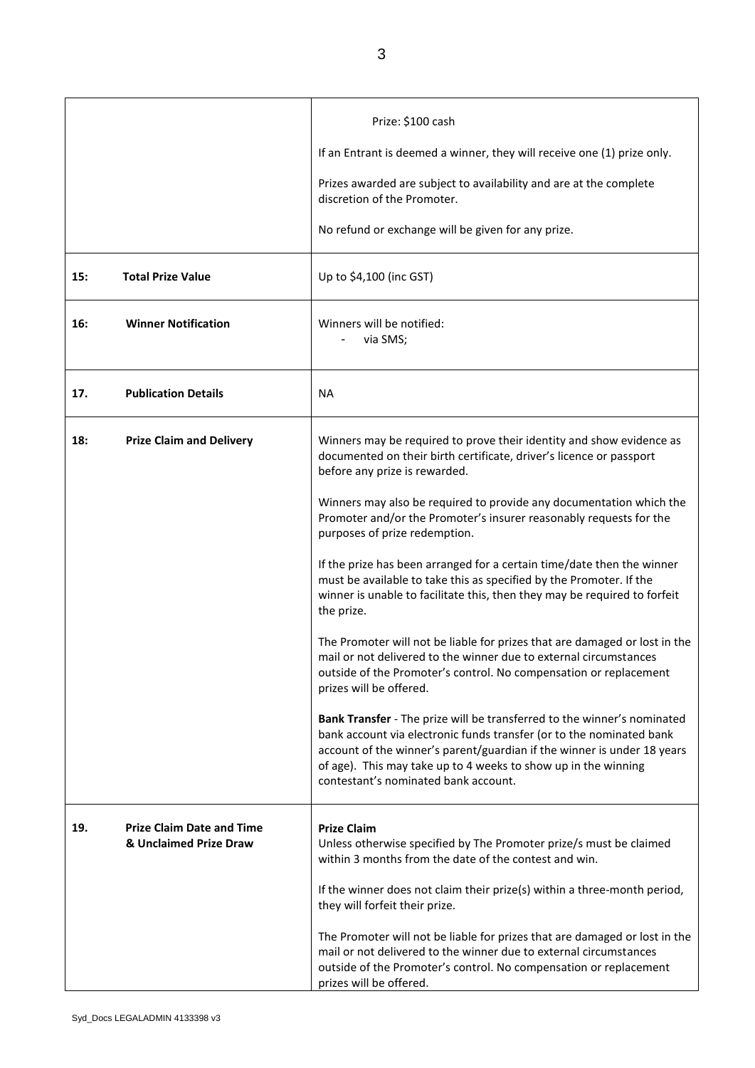| | |
|---|---|
| | Prize: $100 cash<br><br>If an Entrant is deemed a winner, they will receive one (1) prize only.<br><br>Prizes awarded are subject to availability and are at the complete discretion of the Promoter.<br><br>No refund or exchange will be given for any prize. |
| **15: Total Prize Value** | Up to $4,100 (inc GST) |
| **16: Winner Notification** | Winners will be notified:<br>- via SMS; |
| **17. Publication Details** | NA |
| **18: Prize Claim and Delivery** | Winners may be required to prove their identity and show evidence as documented on their birth certificate, driver's licence or passport before any prize is rewarded.<br><br>Winners may also be required to provide any documentation which the Promoter and/or the Promoter's insurer reasonably requests for the purposes of prize redemption.<br><br>If the prize has been arranged for a certain time/date then the winner must be available to take this as specified by the Promoter. If the winner is unable to facilitate this, then they may be required to forfeit the prize.<br><br>The Promoter will not be liable for prizes that are damaged or lost in the mail or not delivered to the winner due to external circumstances outside of the Promoter's control. No compensation or replacement prizes will be offered.<br><br>**Bank Transfer** - The prize will be transferred to the winner's nominated bank account via electronic funds transfer (or to the nominated bank account of the winner's parent/guardian if the winner is under 18 years of age). This may take up to 4 weeks to show up in the winning contestant's nominated bank account. |
| **19. Prize Claim Date and Time & Unclaimed Prize Draw** | **Prize Claim**<br>Unless otherwise specified by The Promoter prize/s must be claimed within 3 months from the date of the contest and win.<br><br>If the winner does not claim their prize(s) within a three-month period, they will forfeit their prize.<br><br>The Promoter will not be liable for prizes that are damaged or lost in the mail or not delivered to the winner due to external circumstances outside of the Promoter's control. No compensation or replacement prizes will be offered. |

Syd_Docs LEGALADMIN 4133398 v3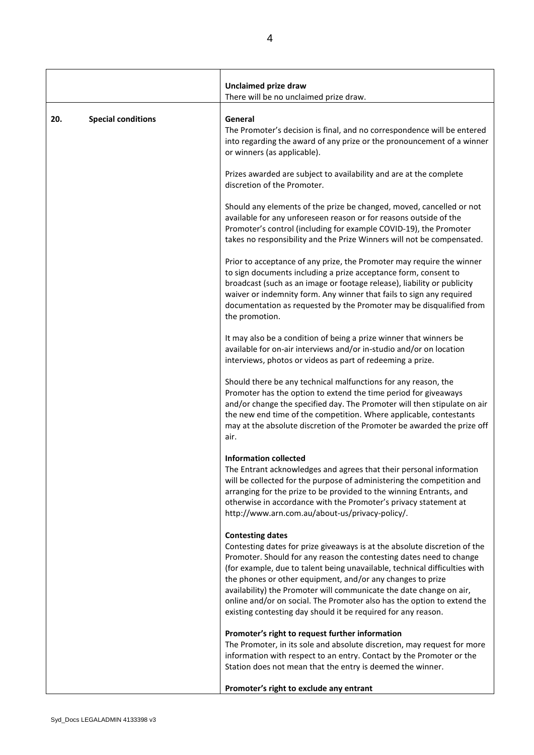| | |
|---|---|
| | **Unclaimed prize draw**<br>There will be no unclaimed prize draw. |
| **20. Special conditions** | **General**<br>The Promoter's decision is final, and no correspondence will be entered into regarding the award of any prize or the pronouncement of a winner or winners (as applicable).<br><br>Prizes awarded are subject to availability and are at the complete discretion of the Promoter.<br><br>Should any elements of the prize be changed, moved, cancelled or not available for any unforeseen reason or for reasons outside of the Promoter's control (including for example COVID-19), the Promoter takes no responsibility and the Prize Winners will not be compensated.<br><br>Prior to acceptance of any prize, the Promoter may require the winner to sign documents including a prize acceptance form, consent to broadcast (such as an image or footage release), liability or publicity waiver or indemnity form. Any winner that fails to sign any required documentation as requested by the Promoter may be disqualified from the promotion.<br><br>It may also be a condition of being a prize winner that winners be available for on-air interviews and/or in-studio and/or on location interviews, photos or videos as part of redeeming a prize.<br><br>Should there be any technical malfunctions for any reason, the Promoter has the option to extend the time period for giveaways and/or change the specified day. The Promoter will then stipulate on air the new end time of the competition. Where applicable, contestants may at the absolute discretion of the Promoter be awarded the prize off air.<br><br>**Information collected**<br>The Entrant acknowledges and agrees that their personal information will be collected for the purpose of administering the competition and arranging for the prize to be provided to the winning Entrants, and otherwise in accordance with the Promoter's privacy statement at http://www.arn.com.au/about-us/privacy-policy/.<br><br>**Contesting dates**<br>Contesting dates for prize giveaways is at the absolute discretion of the Promoter. Should for any reason the contesting dates need to change (for example, due to talent being unavailable, technical difficulties with the phones or other equipment, and/or any changes to prize availability) the Promoter will communicate the date change on air, online and/or on social. The Promoter also has the option to extend the existing contesting day should it be required for any reason.<br><br>**Promoter's right to request further information**<br>The Promoter, in its sole and absolute discretion, may request for more information with respect to an entry. Contact by the Promoter or the Station does not mean that the entry is deemed the winner.<br><br>**Promoter's right to exclude any entrant** |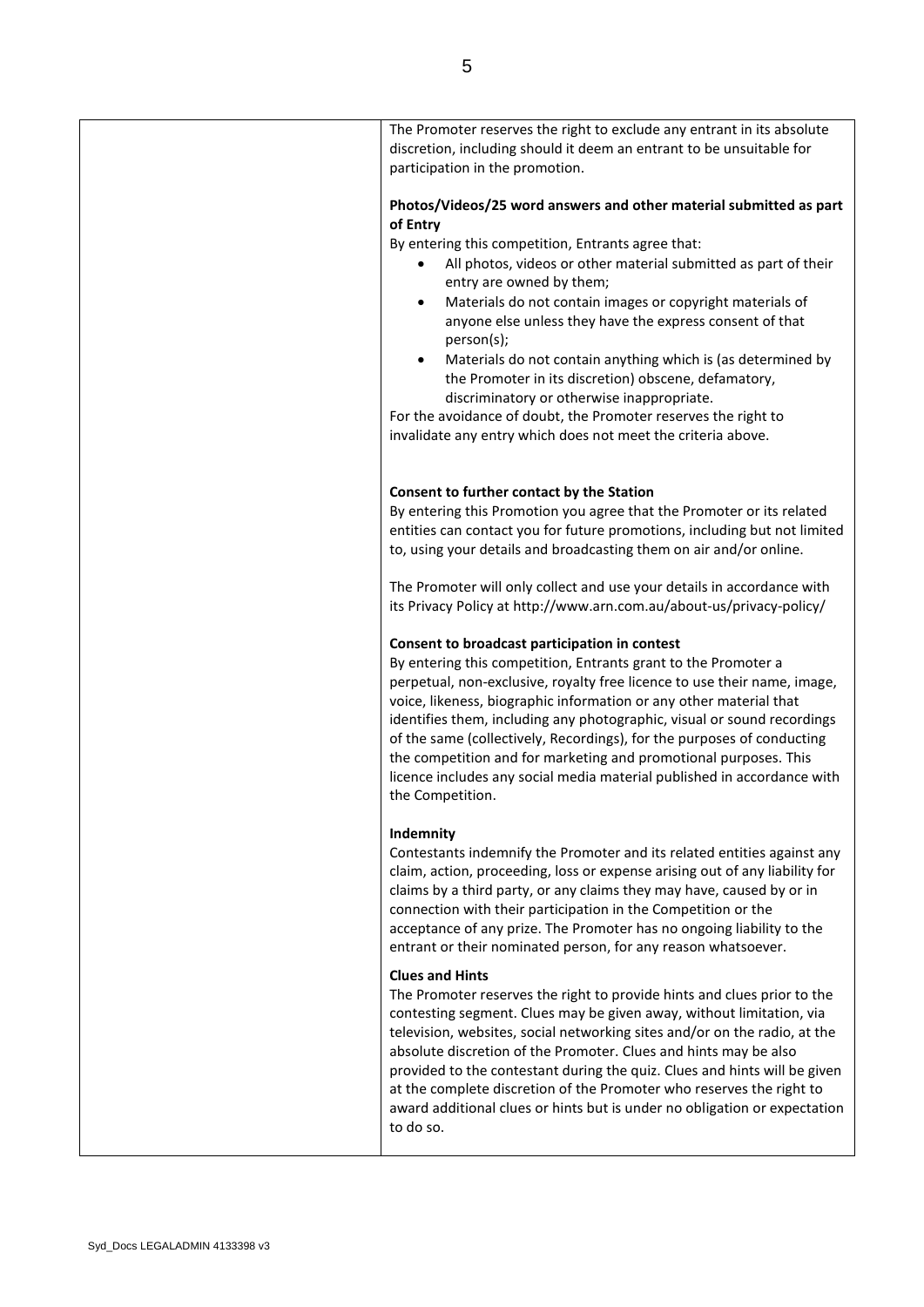The Promoter reserves the right to exclude any entrant in its absolute discretion, including should it deem an entrant to be unsuitable for participation in the promotion.

**Photos/Videos/25 word answers and other material submitted as part of Entry**

By entering this competition, Entrants agree that:

- All photos, videos or other material submitted as part of their entry are owned by them;
- Materials do not contain images or copyright materials of anyone else unless they have the express consent of that person(s);
- Materials do not contain anything which is (as determined by the Promoter in its discretion) obscene, defamatory, discriminatory or otherwise inappropriate.

For the avoidance of doubt, the Promoter reserves the right to invalidate any entry which does not meet the criteria above.

**Consent to further contact by the Station**

By entering this Promotion you agree that the Promoter or its related entities can contact you for future promotions, including but not limited to, using your details and broadcasting them on air and/or online.

The Promoter will only collect and use your details in accordance with its Privacy Policy at http://www.arn.com.au/about-us/privacy-policy/

**Consent to broadcast participation in contest**

By entering this competition, Entrants grant to the Promoter a perpetual, non-exclusive, royalty free licence to use their name, image, voice, likeness, biographic information or any other material that identifies them, including any photographic, visual or sound recordings of the same (collectively, Recordings), for the purposes of conducting the competition and for marketing and promotional purposes. This licence includes any social media material published in accordance with the Competition.

**Indemnity**

Contestants indemnify the Promoter and its related entities against any claim, action, proceeding, loss or expense arising out of any liability for claims by a third party, or any claims they may have, caused by or in connection with their participation in the Competition or the acceptance of any prize. The Promoter has no ongoing liability to the entrant or their nominated person, for any reason whatsoever.

**Clues and Hints**

The Promoter reserves the right to provide hints and clues prior to the contesting segment. Clues may be given away, without limitation, via television, websites, social networking sites and/or on the radio, at the absolute discretion of the Promoter. Clues and hints may be also provided to the contestant during the quiz. Clues and hints will be given at the complete discretion of the Promoter who reserves the right to award additional clues or hints but is under no obligation or expectation to do so.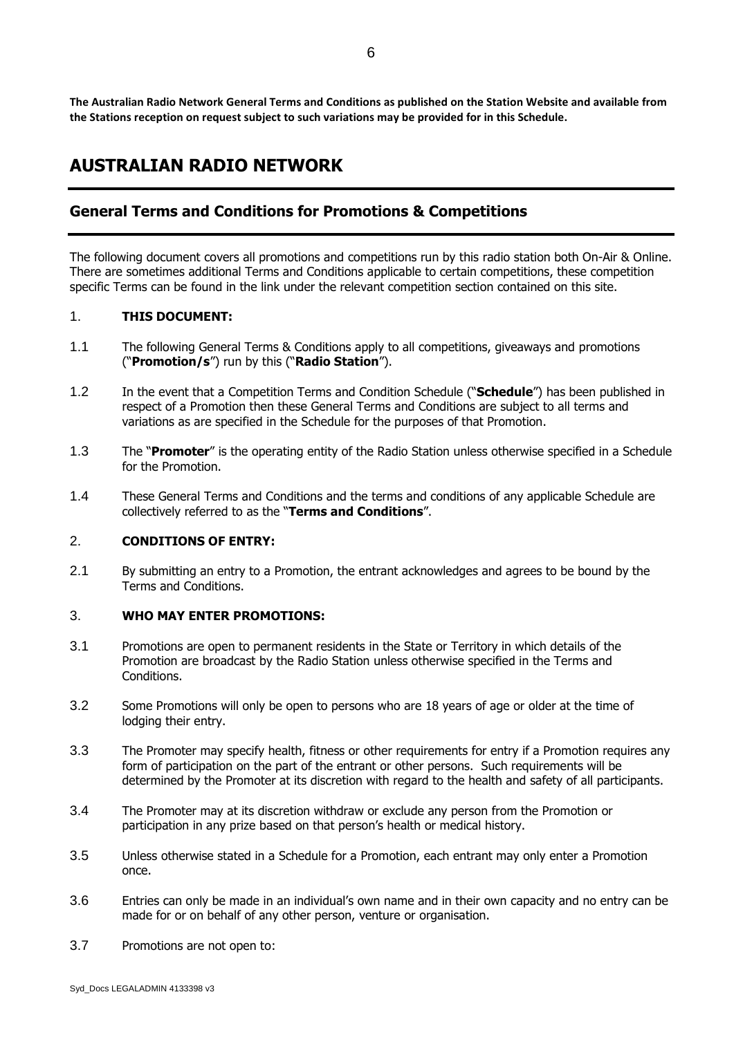**The Australian Radio Network General Terms and Conditions as published on the Station Website and available from the Stations reception on request subject to such variations may be provided for in this Schedule.**

# AUSTRALIAN RADIO NETWORK

## General Terms and Conditions for Promotions & Competitions

The following document covers all promotions and competitions run by this radio station both On-Air & Online. There are sometimes additional Terms and Conditions applicable to certain competitions, these competition specific Terms can be found in the link under the relevant competition section contained on this site.

1. **THIS DOCUMENT:**

1.1 The following General Terms & Conditions apply to all competitions, giveaways and promotions ("**Promotion/s**") run by this ("**Radio Station**").

1.2 In the event that a Competition Terms and Condition Schedule ("**Schedule**") has been published in respect of a Promotion then these General Terms and Conditions are subject to all terms and variations as are specified in the Schedule for the purposes of that Promotion.

1.3 The "**Promoter**" is the operating entity of the Radio Station unless otherwise specified in a Schedule for the Promotion.

1.4 These General Terms and Conditions and the terms and conditions of any applicable Schedule are collectively referred to as the "**Terms and Conditions**".

2. **CONDITIONS OF ENTRY:**

2.1 By submitting an entry to a Promotion, the entrant acknowledges and agrees to be bound by the Terms and Conditions.

3. **WHO MAY ENTER PROMOTIONS:**

3.1 Promotions are open to permanent residents in the State or Territory in which details of the Promotion are broadcast by the Radio Station unless otherwise specified in the Terms and Conditions.

3.2 Some Promotions will only be open to persons who are 18 years of age or older at the time of lodging their entry.

3.3 The Promoter may specify health, fitness or other requirements for entry if a Promotion requires any form of participation on the part of the entrant or other persons. Such requirements will be determined by the Promoter at its discretion with regard to the health and safety of all participants.

3.4 The Promoter may at its discretion withdraw or exclude any person from the Promotion or participation in any prize based on that person's health or medical history.

3.5 Unless otherwise stated in a Schedule for a Promotion, each entrant may only enter a Promotion once.

3.6 Entries can only be made in an individual's own name and in their own capacity and no entry can be made for or on behalf of any other person, venture or organisation.

3.7 Promotions are not open to: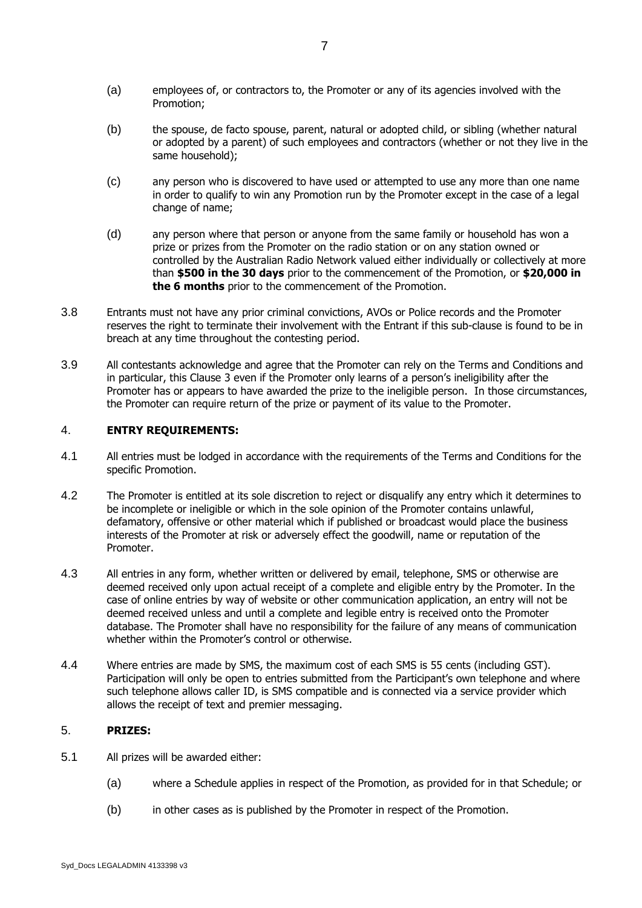(a) employees of, or contractors to, the Promoter or any of its agencies involved with the Promotion;

(b) the spouse, de facto spouse, parent, natural or adopted child, or sibling (whether natural or adopted by a parent) of such employees and contractors (whether or not they live in the same household);

(c) any person who is discovered to have used or attempted to use any more than one name in order to qualify to win any Promotion run by the Promoter except in the case of a legal change of name;

(d) any person where that person or anyone from the same family or household has won a prize or prizes from the Promoter on the radio station or on any station owned or controlled by the Australian Radio Network valued either individually or collectively at more than **$500 in the 30 days** prior to the commencement of the Promotion, or **$20,000 in the 6 months** prior to the commencement of the Promotion.

3.8 Entrants must not have any prior criminal convictions, AVOs or Police records and the Promoter reserves the right to terminate their involvement with the Entrant if this sub-clause is found to be in breach at any time throughout the contesting period.

3.9 All contestants acknowledge and agree that the Promoter can rely on the Terms and Conditions and in particular, this Clause 3 even if the Promoter only learns of a person's ineligibility after the Promoter has or appears to have awarded the prize to the ineligible person. In those circumstances, the Promoter can require return of the prize or payment of its value to the Promoter.

## 4. ENTRY REQUIREMENTS:

4.1 All entries must be lodged in accordance with the requirements of the Terms and Conditions for the specific Promotion.

4.2 The Promoter is entitled at its sole discretion to reject or disqualify any entry which it determines to be incomplete or ineligible or which in the sole opinion of the Promoter contains unlawful, defamatory, offensive or other material which if published or broadcast would place the business interests of the Promoter at risk or adversely effect the goodwill, name or reputation of the Promoter.

4.3 All entries in any form, whether written or delivered by email, telephone, SMS or otherwise are deemed received only upon actual receipt of a complete and eligible entry by the Promoter. In the case of online entries by way of website or other communication application, an entry will not be deemed received unless and until a complete and legible entry is received onto the Promoter database. The Promoter shall have no responsibility for the failure of any means of communication whether within the Promoter's control or otherwise.

4.4 Where entries are made by SMS, the maximum cost of each SMS is 55 cents (including GST). Participation will only be open to entries submitted from the Participant's own telephone and where such telephone allows caller ID, is SMS compatible and is connected via a service provider which allows the receipt of text and premier messaging.

## 5. PRIZES:

5.1 All prizes will be awarded either:

(a) where a Schedule applies in respect of the Promotion, as provided for in that Schedule; or

(b) in other cases as is published by the Promoter in respect of the Promotion.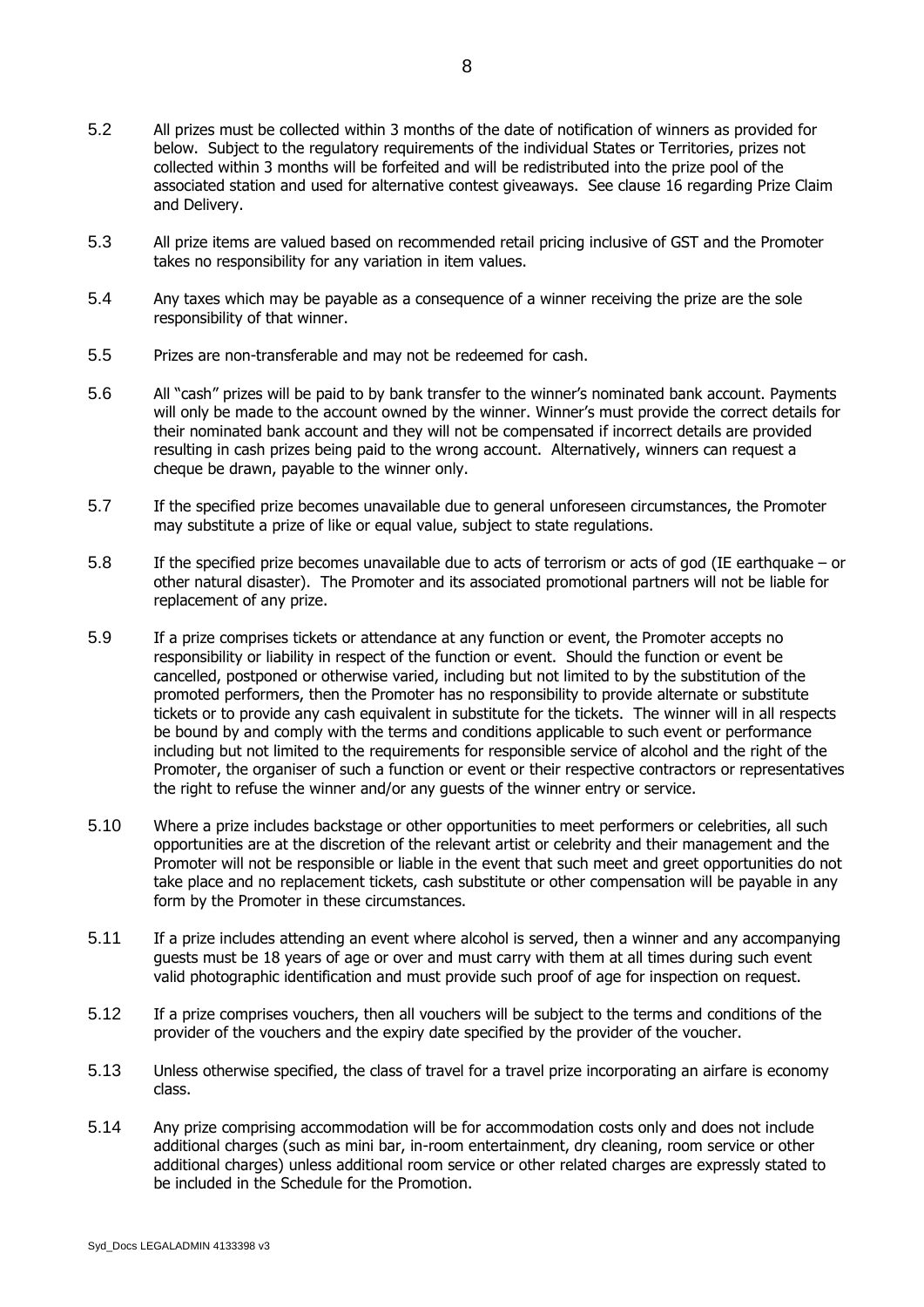5.2 All prizes must be collected within 3 months of the date of notification of winners as provided for below. Subject to the regulatory requirements of the individual States or Territories, prizes not collected within 3 months will be forfeited and will be redistributed into the prize pool of the associated station and used for alternative contest giveaways. See clause 16 regarding Prize Claim and Delivery.

5.3 All prize items are valued based on recommended retail pricing inclusive of GST and the Promoter takes no responsibility for any variation in item values.

5.4 Any taxes which may be payable as a consequence of a winner receiving the prize are the sole responsibility of that winner.

5.5 Prizes are non-transferable and may not be redeemed for cash.

5.6 All "cash" prizes will be paid to by bank transfer to the winner's nominated bank account. Payments will only be made to the account owned by the winner. Winner's must provide the correct details for their nominated bank account and they will not be compensated if incorrect details are provided resulting in cash prizes being paid to the wrong account. Alternatively, winners can request a cheque be drawn, payable to the winner only.

5.7 If the specified prize becomes unavailable due to general unforeseen circumstances, the Promoter may substitute a prize of like or equal value, subject to state regulations.

5.8 If the specified prize becomes unavailable due to acts of terrorism or acts of god (IE earthquake – or other natural disaster). The Promoter and its associated promotional partners will not be liable for replacement of any prize.

5.9 If a prize comprises tickets or attendance at any function or event, the Promoter accepts no responsibility or liability in respect of the function or event. Should the function or event be cancelled, postponed or otherwise varied, including but not limited to by the substitution of the promoted performers, then the Promoter has no responsibility to provide alternate or substitute tickets or to provide any cash equivalent in substitute for the tickets. The winner will in all respects be bound by and comply with the terms and conditions applicable to such event or performance including but not limited to the requirements for responsible service of alcohol and the right of the Promoter, the organiser of such a function or event or their respective contractors or representatives the right to refuse the winner and/or any guests of the winner entry or service.

5.10 Where a prize includes backstage or other opportunities to meet performers or celebrities, all such opportunities are at the discretion of the relevant artist or celebrity and their management and the Promoter will not be responsible or liable in the event that such meet and greet opportunities do not take place and no replacement tickets, cash substitute or other compensation will be payable in any form by the Promoter in these circumstances.

5.11 If a prize includes attending an event where alcohol is served, then a winner and any accompanying guests must be 18 years of age or over and must carry with them at all times during such event valid photographic identification and must provide such proof of age for inspection on request.

5.12 If a prize comprises vouchers, then all vouchers will be subject to the terms and conditions of the provider of the vouchers and the expiry date specified by the provider of the voucher.

5.13 Unless otherwise specified, the class of travel for a travel prize incorporating an airfare is economy class.

5.14 Any prize comprising accommodation will be for accommodation costs only and does not include additional charges (such as mini bar, in-room entertainment, dry cleaning, room service or other additional charges) unless additional room service or other related charges are expressly stated to be included in the Schedule for the Promotion.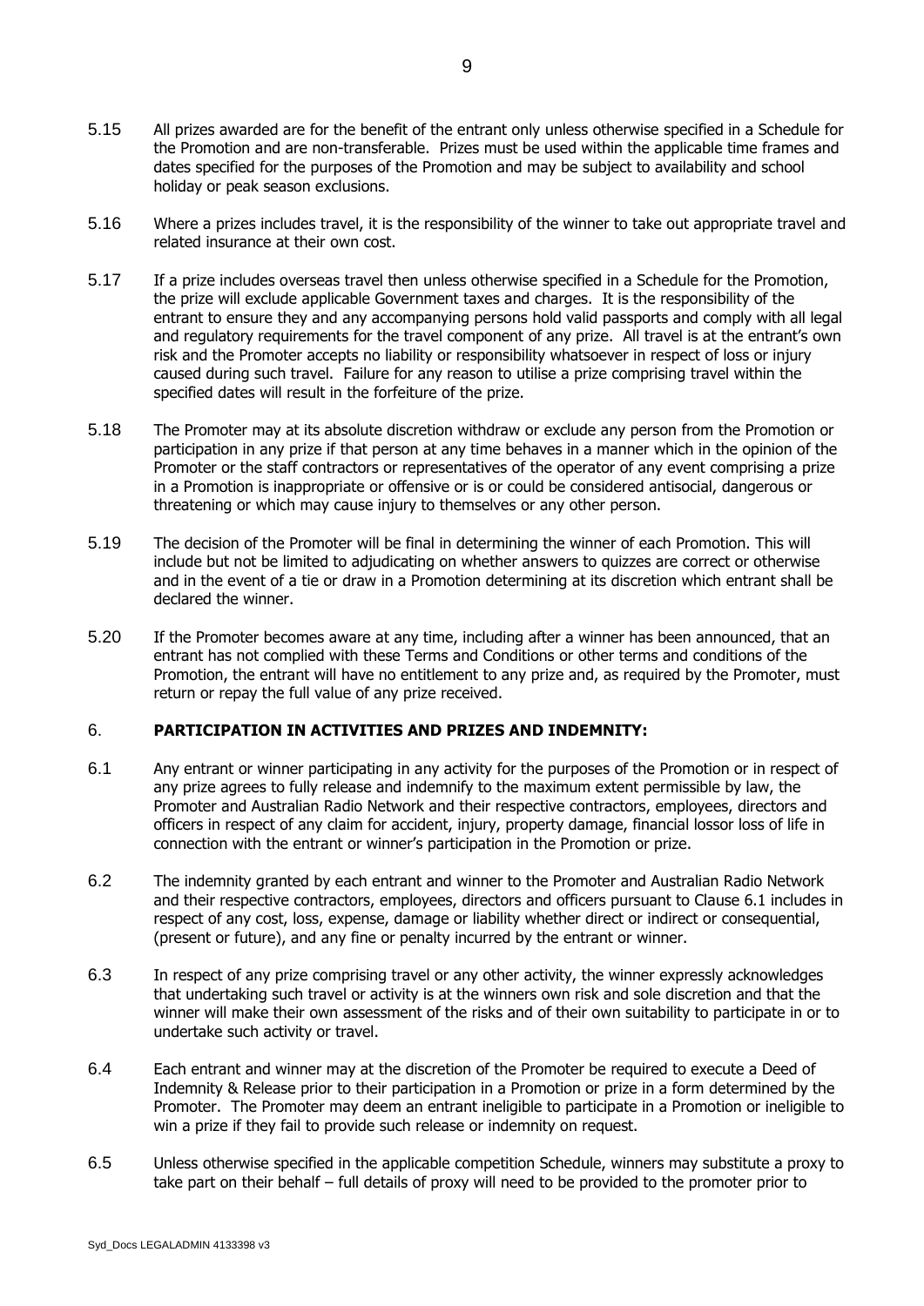5.15 All prizes awarded are for the benefit of the entrant only unless otherwise specified in a Schedule for the Promotion and are non-transferable. Prizes must be used within the applicable time frames and dates specified for the purposes of the Promotion and may be subject to availability and school holiday or peak season exclusions.

5.16 Where a prizes includes travel, it is the responsibility of the winner to take out appropriate travel and related insurance at their own cost.

5.17 If a prize includes overseas travel then unless otherwise specified in a Schedule for the Promotion, the prize will exclude applicable Government taxes and charges. It is the responsibility of the entrant to ensure they and any accompanying persons hold valid passports and comply with all legal and regulatory requirements for the travel component of any prize. All travel is at the entrant's own risk and the Promoter accepts no liability or responsibility whatsoever in respect of loss or injury caused during such travel. Failure for any reason to utilise a prize comprising travel within the specified dates will result in the forfeiture of the prize.

5.18 The Promoter may at its absolute discretion withdraw or exclude any person from the Promotion or participation in any prize if that person at any time behaves in a manner which in the opinion of the Promoter or the staff contractors or representatives of the operator of any event comprising a prize in a Promotion is inappropriate or offensive or is or could be considered antisocial, dangerous or threatening or which may cause injury to themselves or any other person.

5.19 The decision of the Promoter will be final in determining the winner of each Promotion. This will include but not be limited to adjudicating on whether answers to quizzes are correct or otherwise and in the event of a tie or draw in a Promotion determining at its discretion which entrant shall be declared the winner.

5.20 If the Promoter becomes aware at any time, including after a winner has been announced, that an entrant has not complied with these Terms and Conditions or other terms and conditions of the Promotion, the entrant will have no entitlement to any prize and, as required by the Promoter, must return or repay the full value of any prize received.

## 6. PARTICIPATION IN ACTIVITIES AND PRIZES AND INDEMNITY:

6.1 Any entrant or winner participating in any activity for the purposes of the Promotion or in respect of any prize agrees to fully release and indemnify to the maximum extent permissible by law, the Promoter and Australian Radio Network and their respective contractors, employees, directors and officers in respect of any claim for accident, injury, property damage, financial lossor loss of life in connection with the entrant or winner's participation in the Promotion or prize.

6.2 The indemnity granted by each entrant and winner to the Promoter and Australian Radio Network and their respective contractors, employees, directors and officers pursuant to Clause 6.1 includes in respect of any cost, loss, expense, damage or liability whether direct or indirect or consequential, (present or future), and any fine or penalty incurred by the entrant or winner.

6.3 In respect of any prize comprising travel or any other activity, the winner expressly acknowledges that undertaking such travel or activity is at the winners own risk and sole discretion and that the winner will make their own assessment of the risks and of their own suitability to participate in or to undertake such activity or travel.

6.4 Each entrant and winner may at the discretion of the Promoter be required to execute a Deed of Indemnity & Release prior to their participation in a Promotion or prize in a form determined by the Promoter. The Promoter may deem an entrant ineligible to participate in a Promotion or ineligible to win a prize if they fail to provide such release or indemnity on request.

6.5 Unless otherwise specified in the applicable competition Schedule, winners may substitute a proxy to take part on their behalf – full details of proxy will need to be provided to the promoter prior to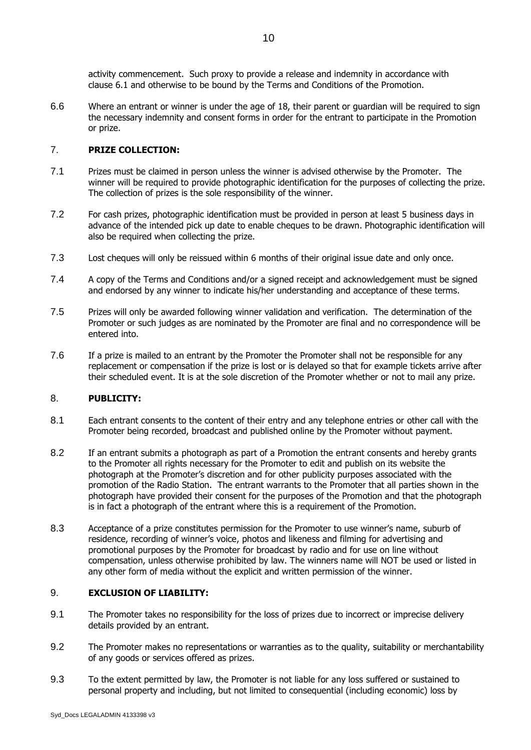activity commencement. Such proxy to provide a release and indemnity in accordance with clause 6.1 and otherwise to be bound by the Terms and Conditions of the Promotion.

6.6 Where an entrant or winner is under the age of 18, their parent or guardian will be required to sign the necessary indemnity and consent forms in order for the entrant to participate in the Promotion or prize.

## 7. **PRIZE COLLECTION:**

7.1 Prizes must be claimed in person unless the winner is advised otherwise by the Promoter. The winner will be required to provide photographic identification for the purposes of collecting the prize. The collection of prizes is the sole responsibility of the winner.

7.2 For cash prizes, photographic identification must be provided in person at least 5 business days in advance of the intended pick up date to enable cheques to be drawn. Photographic identification will also be required when collecting the prize.

7.3 Lost cheques will only be reissued within 6 months of their original issue date and only once.

7.4 A copy of the Terms and Conditions and/or a signed receipt and acknowledgement must be signed and endorsed by any winner to indicate his/her understanding and acceptance of these terms.

7.5 Prizes will only be awarded following winner validation and verification. The determination of the Promoter or such judges as are nominated by the Promoter are final and no correspondence will be entered into.

7.6 If a prize is mailed to an entrant by the Promoter the Promoter shall not be responsible for any replacement or compensation if the prize is lost or is delayed so that for example tickets arrive after their scheduled event. It is at the sole discretion of the Promoter whether or not to mail any prize.

## 8. **PUBLICITY:**

8.1 Each entrant consents to the content of their entry and any telephone entries or other call with the Promoter being recorded, broadcast and published online by the Promoter without payment.

8.2 If an entrant submits a photograph as part of a Promotion the entrant consents and hereby grants to the Promoter all rights necessary for the Promoter to edit and publish on its website the photograph at the Promoter's discretion and for other publicity purposes associated with the promotion of the Radio Station. The entrant warrants to the Promoter that all parties shown in the photograph have provided their consent for the purposes of the Promotion and that the photograph is in fact a photograph of the entrant where this is a requirement of the Promotion.

8.3 Acceptance of a prize constitutes permission for the Promoter to use winner's name, suburb of residence, recording of winner's voice, photos and likeness and filming for advertising and promotional purposes by the Promoter for broadcast by radio and for use on line without compensation, unless otherwise prohibited by law. The winners name will NOT be used or listed in any other form of media without the explicit and written permission of the winner.

## 9. **EXCLUSION OF LIABILITY:**

9.1 The Promoter takes no responsibility for the loss of prizes due to incorrect or imprecise delivery details provided by an entrant.

9.2 The Promoter makes no representations or warranties as to the quality, suitability or merchantability of any goods or services offered as prizes.

9.3 To the extent permitted by law, the Promoter is not liable for any loss suffered or sustained to personal property and including, but not limited to consequential (including economic) loss by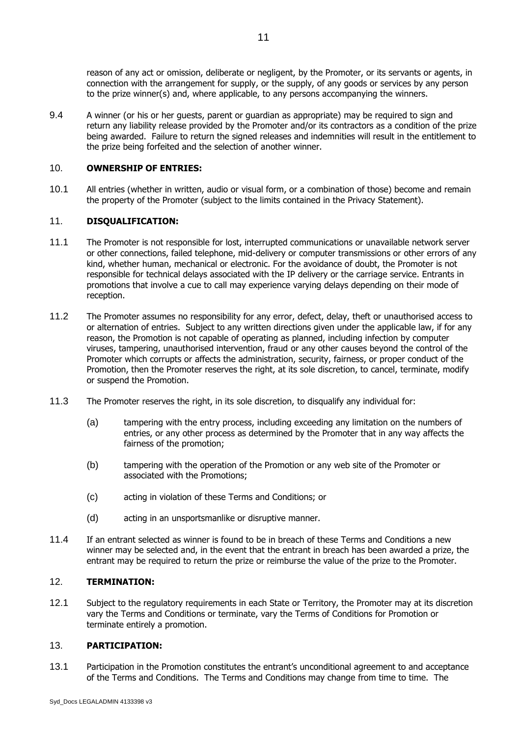reason of any act or omission, deliberate or negligent, by the Promoter, or its servants or agents, in connection with the arrangement for supply, or the supply, of any goods or services by any person to the prize winner(s) and, where applicable, to any persons accompanying the winners.

9.4 A winner (or his or her guests, parent or guardian as appropriate) may be required to sign and return any liability release provided by the Promoter and/or its contractors as a condition of the prize being awarded. Failure to return the signed releases and indemnities will result in the entitlement to the prize being forfeited and the selection of another winner.

## 10. **OWNERSHIP OF ENTRIES:**

10.1 All entries (whether in written, audio or visual form, or a combination of those) become and remain the property of the Promoter (subject to the limits contained in the Privacy Statement).

## 11. **DISQUALIFICATION:**

11.1 The Promoter is not responsible for lost, interrupted communications or unavailable network server or other connections, failed telephone, mid-delivery or computer transmissions or other errors of any kind, whether human, mechanical or electronic. For the avoidance of doubt, the Promoter is not responsible for technical delays associated with the IP delivery or the carriage service. Entrants in promotions that involve a cue to call may experience varying delays depending on their mode of reception.

11.2 The Promoter assumes no responsibility for any error, defect, delay, theft or unauthorised access to or alternation of entries. Subject to any written directions given under the applicable law, if for any reason, the Promotion is not capable of operating as planned, including infection by computer viruses, tampering, unauthorised intervention, fraud or any other causes beyond the control of the Promoter which corrupts or affects the administration, security, fairness, or proper conduct of the Promotion, then the Promoter reserves the right, at its sole discretion, to cancel, terminate, modify or suspend the Promotion.

11.3 The Promoter reserves the right, in its sole discretion, to disqualify any individual for:

(a) tampering with the entry process, including exceeding any limitation on the numbers of entries, or any other process as determined by the Promoter that in any way affects the fairness of the promotion;

(b) tampering with the operation of the Promotion or any web site of the Promoter or associated with the Promotions;

(c) acting in violation of these Terms and Conditions; or

(d) acting in an unsportsmanlike or disruptive manner.

11.4 If an entrant selected as winner is found to be in breach of these Terms and Conditions a new winner may be selected and, in the event that the entrant in breach has been awarded a prize, the entrant may be required to return the prize or reimburse the value of the prize to the Promoter.

## 12. **TERMINATION:**

12.1 Subject to the regulatory requirements in each State or Territory, the Promoter may at its discretion vary the Terms and Conditions or terminate, vary the Terms of Conditions for Promotion or terminate entirely a promotion.

## 13. **PARTICIPATION:**

13.1 Participation in the Promotion constitutes the entrant's unconditional agreement to and acceptance of the Terms and Conditions. The Terms and Conditions may change from time to time. The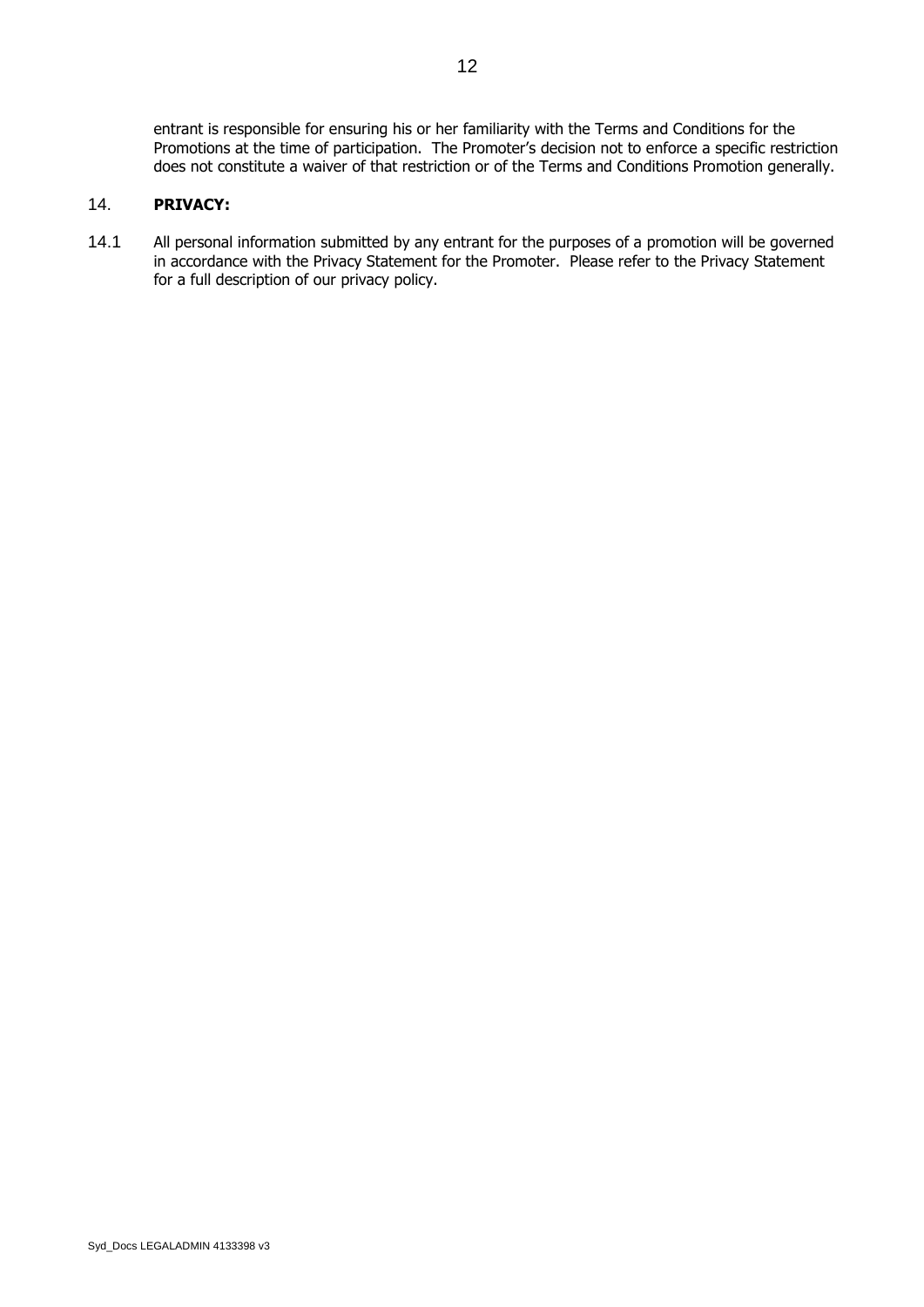entrant is responsible for ensuring his or her familiarity with the Terms and Conditions for the Promotions at the time of participation. The Promoter's decision not to enforce a specific restriction does not constitute a waiver of that restriction or of the Terms and Conditions Promotion generally.

## 14. **PRIVACY:**

14.1 All personal information submitted by any entrant for the purposes of a promotion will be governed in accordance with the Privacy Statement for the Promoter. Please refer to the Privacy Statement for a full description of our privacy policy.